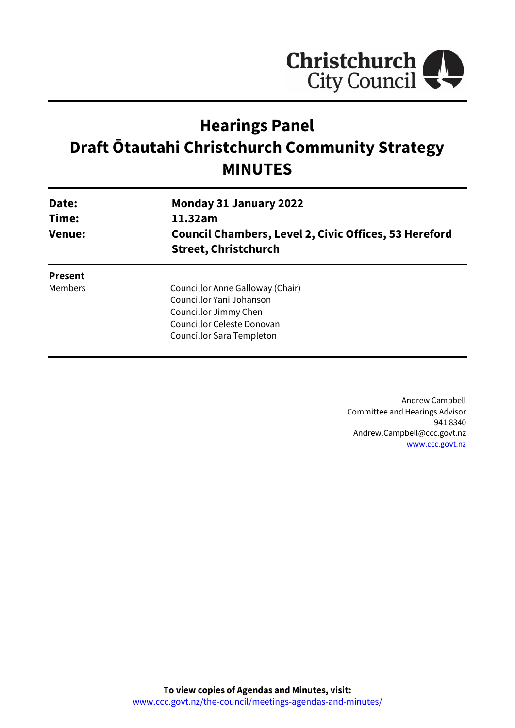Christchurch City Council

# Hearings Panel
# Draft Ōtautahi Christchurch Community Strategy
# MINUTES

| | |
|---|---|
| **Date:** | **Monday 31 January 2022** |
| **Time:** | **11.32am** |
| **Venue:** | **Council Chambers, Level 2, Civic Offices, 53 Hereford Street, Christchurch** |

| | |
|---|---|
| **Present** | |
| Members | Councillor Anne Galloway (Chair)<br>Councillor Yani Johanson<br>Councillor Jimmy Chen<br>Councillor Celeste Donovan<br>Councillor Sara Templeton |

Andrew Campbell
Committee and Hearings Advisor
941 8340
Andrew.Campbell@ccc.govt.nz
www.ccc.govt.nz

**To view copies of Agendas and Minutes, visit:**
www.ccc.govt.nz/the-council/meetings-agendas-and-minutes/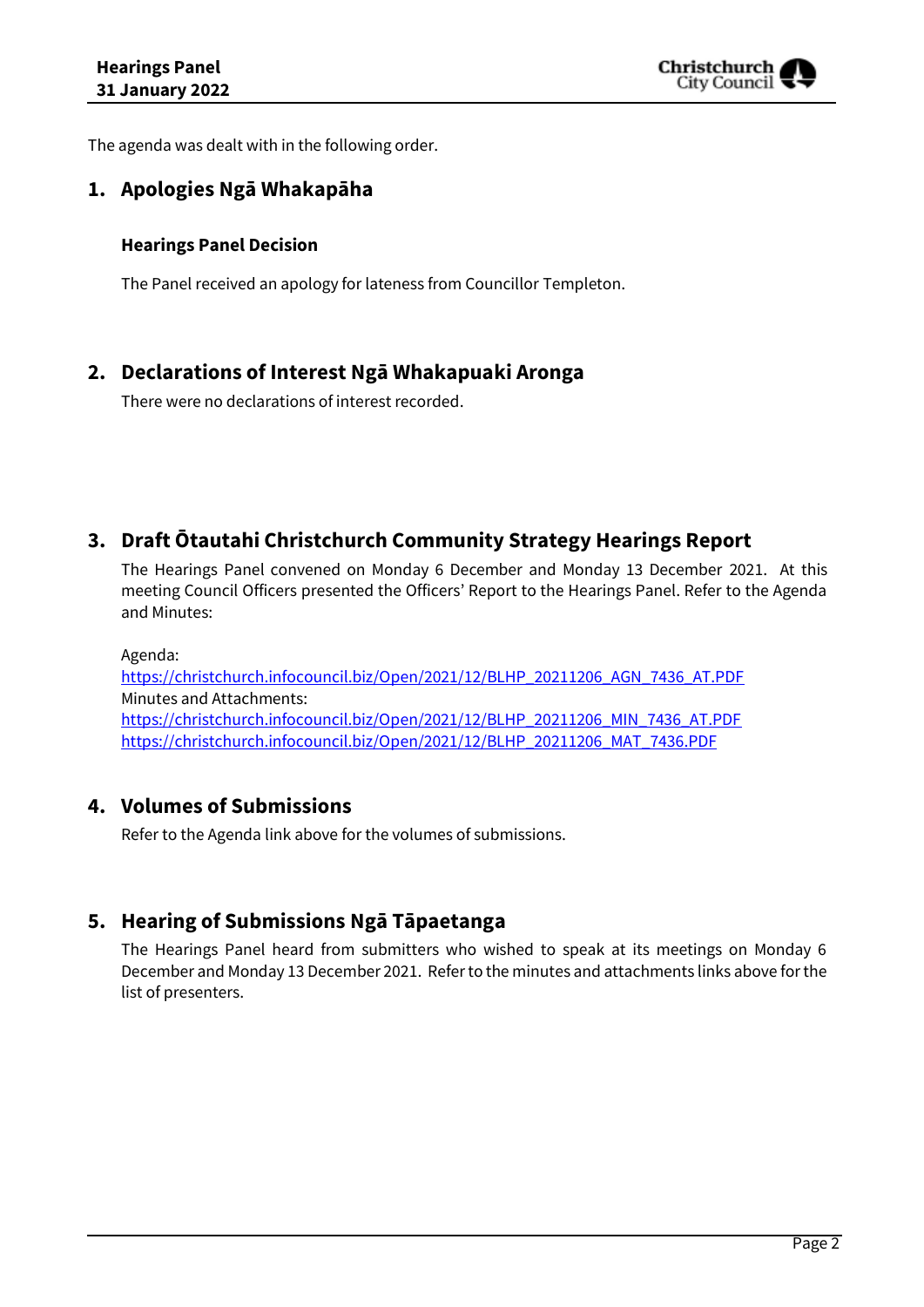The agenda was dealt with in the following order.

## 1. Apologies Ngā Whakapāha

### Hearings Panel Decision

The Panel received an apology for lateness from Councillor Templeton.

## 2. Declarations of Interest Ngā Whakapuaki Aronga

There were no declarations of interest recorded.

## 3. Draft Ōtautahi Christchurch Community Strategy Hearings Report

The Hearings Panel convened on Monday 6 December and Monday 13 December 2021. At this meeting Council Officers presented the Officers' Report to the Hearings Panel. Refer to the Agenda and Minutes:

Agenda:
https://christchurch.infocouncil.biz/Open/2021/12/BLHP_20211206_AGN_7436_AT.PDF
Minutes and Attachments:
https://christchurch.infocouncil.biz/Open/2021/12/BLHP_20211206_MIN_7436_AT.PDF
https://christchurch.infocouncil.biz/Open/2021/12/BLHP_20211206_MAT_7436.PDF

## 4. Volumes of Submissions

Refer to the Agenda link above for the volumes of submissions.

## 5. Hearing of Submissions Ngā Tāpaetanga

The Hearings Panel heard from submitters who wished to speak at its meetings on Monday 6 December and Monday 13 December 2021. Refer to the minutes and attachments links above for the list of presenters.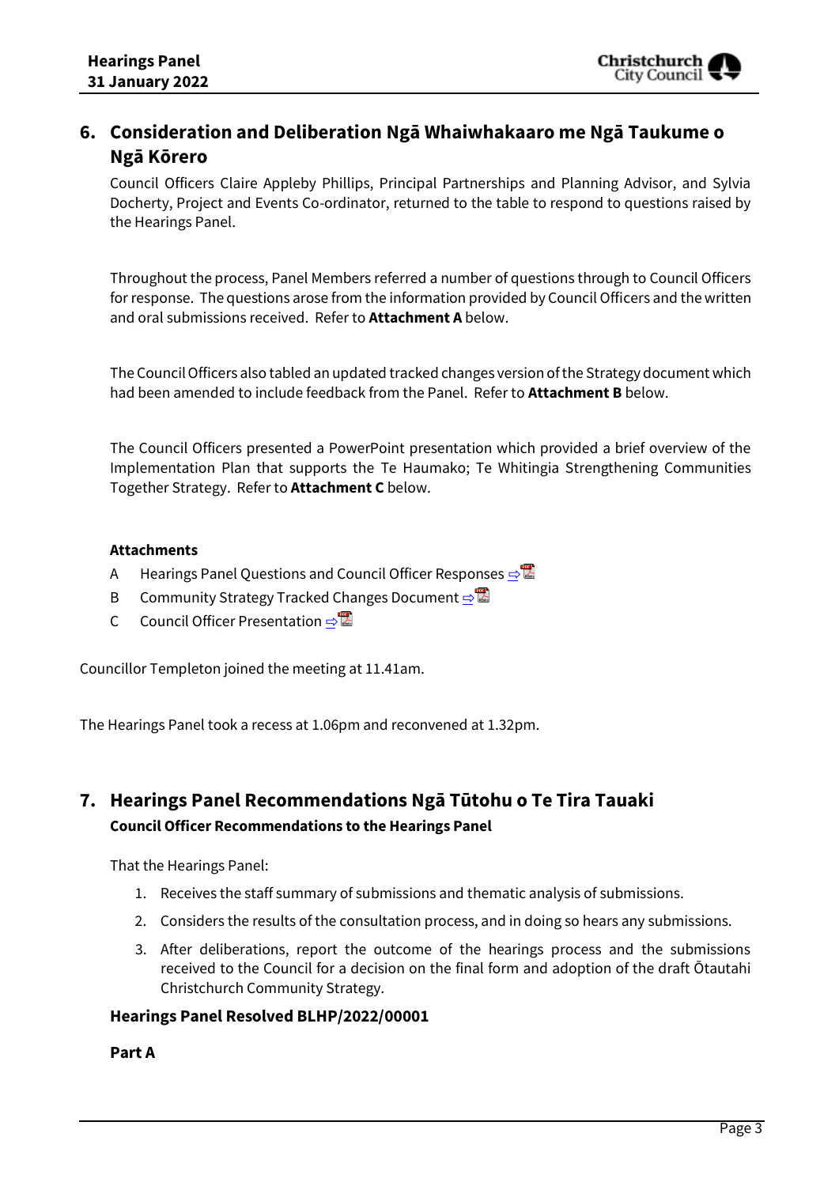## 6. Consideration and Deliberation Ngā Whaiwhakaaro me Ngā Taukume o Ngā Kōrero

Council Officers Claire Appleby Phillips, Principal Partnerships and Planning Advisor, and Sylvia Docherty, Project and Events Co-ordinator, returned to the table to respond to questions raised by the Hearings Panel.

Throughout the process, Panel Members referred a number of questions through to Council Officers for response. The questions arose from the information provided by Council Officers and the written and oral submissions received. Refer to **Attachment A** below.

The Council Officers also tabled an updated tracked changes version of the Strategy document which had been amended to include feedback from the Panel. Refer to **Attachment B** below.

The Council Officers presented a PowerPoint presentation which provided a brief overview of the Implementation Plan that supports the Te Haumako; Te Whitingia Strengthening Communities Together Strategy. Refer to **Attachment C** below.

**Attachments**

- A Hearings Panel Questions and Council Officer Responses ⇨
- B Community Strategy Tracked Changes Document ⇨
- C Council Officer Presentation ⇨

Councillor Templeton joined the meeting at 11.41am.

The Hearings Panel took a recess at 1.06pm and reconvened at 1.32pm.

## 7. Hearings Panel Recommendations Ngā Tūtohu o Te Tira Tauaki

**Council Officer Recommendations to the Hearings Panel**

That the Hearings Panel:

1. Receives the staff summary of submissions and thematic analysis of submissions.
2. Considers the results of the consultation process, and in doing so hears any submissions.
3. After deliberations, report the outcome of the hearings process and the submissions received to the Council for a decision on the final form and adoption of the draft Ōtautahi Christchurch Community Strategy.

**Hearings Panel Resolved BLHP/2022/00001**

**Part A**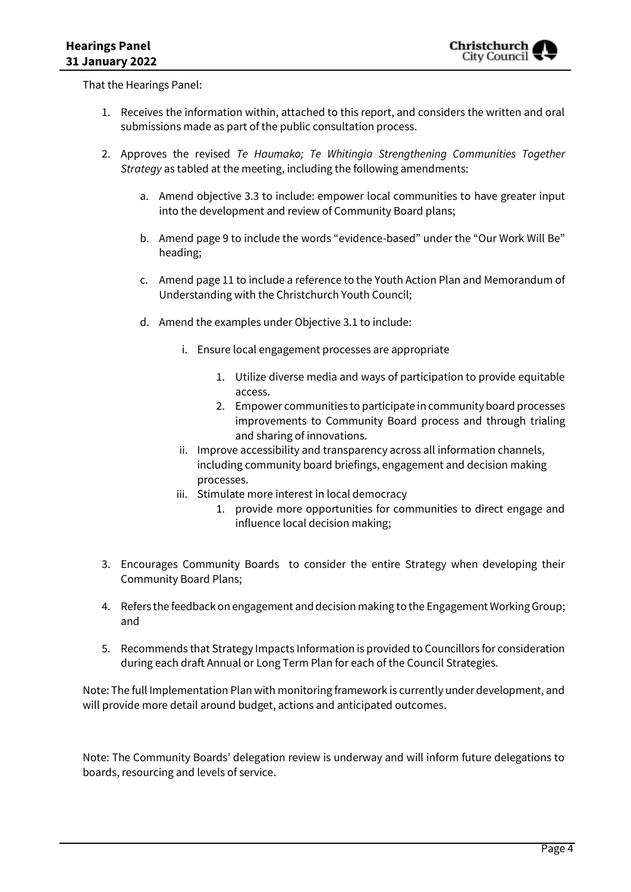That the Hearings Panel:

1. Receives the information within, attached to this report, and considers the written and oral submissions made as part of the public consultation process.

2. Approves the revised *Te Haumako; Te Whitingia Strengthening Communities Together Strategy* as tabled at the meeting, including the following amendments:

    a. Amend objective 3.3 to include: empower local communities to have greater input into the development and review of Community Board plans;

    b. Amend page 9 to include the words "evidence-based" under the "Our Work Will Be" heading;

    c. Amend page 11 to include a reference to the Youth Action Plan and Memorandum of Understanding with the Christchurch Youth Council;

    d. Amend the examples under Objective 3.1 to include:

        i. Ensure local engagement processes are appropriate

            1. Utilize diverse media and ways of participation to provide equitable access.
            2. Empower communities to participate in community board processes improvements to Community Board process and through trialing and sharing of innovations.

        ii. Improve accessibility and transparency across all information channels, including community board briefings, engagement and decision making processes.

        iii. Stimulate more interest in local democracy

            1. provide more opportunities for communities to direct engage and influence local decision making;

3. Encourages Community Boards to consider the entire Strategy when developing their Community Board Plans;

4. Refers the feedback on engagement and decision making to the Engagement Working Group; and

5. Recommends that Strategy Impacts Information is provided to Councillors for consideration during each draft Annual or Long Term Plan for each of the Council Strategies.

Note: The full Implementation Plan with monitoring framework is currently under development, and will provide more detail around budget, actions and anticipated outcomes.

Note: The Community Boards' delegation review is underway and will inform future delegations to boards, resourcing and levels of service.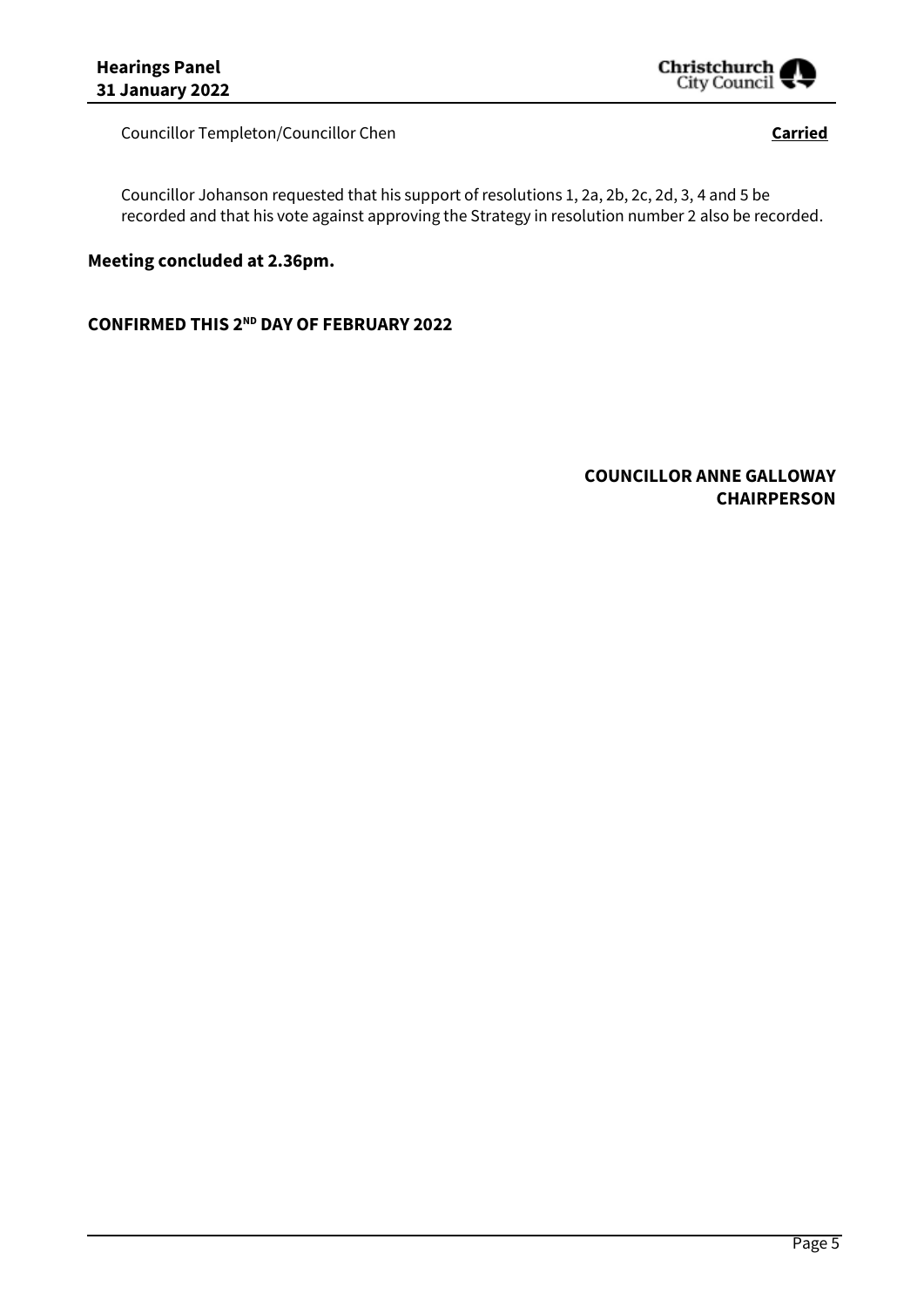Councillor Templeton/Councillor Chen **Carried**

Councillor Johanson requested that his support of resolutions 1, 2a, 2b, 2c, 2d, 3, 4 and 5 be recorded and that his vote against approving the Strategy in resolution number 2 also be recorded.

**Meeting concluded at 2.36pm.**

**CONFIRMED THIS 2ND DAY OF FEBRUARY 2022**

**COUNCILLOR ANNE GALLOWAY**
**CHAIRPERSON**